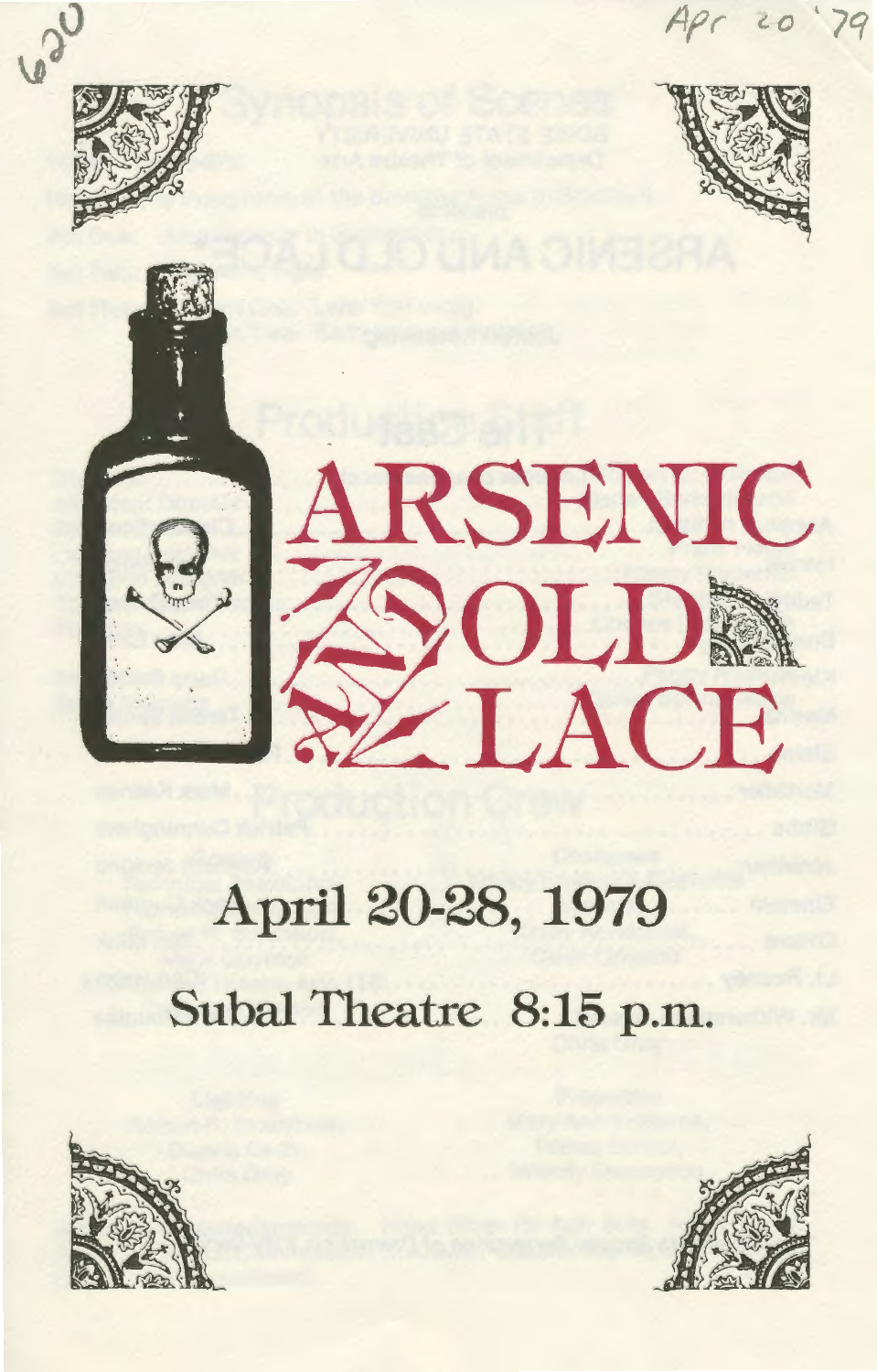620

Apr 20 '79

# ARSENIC AND OLD LACE

## April 20-28, 1979

## Subal Theatre 8:15 p.m.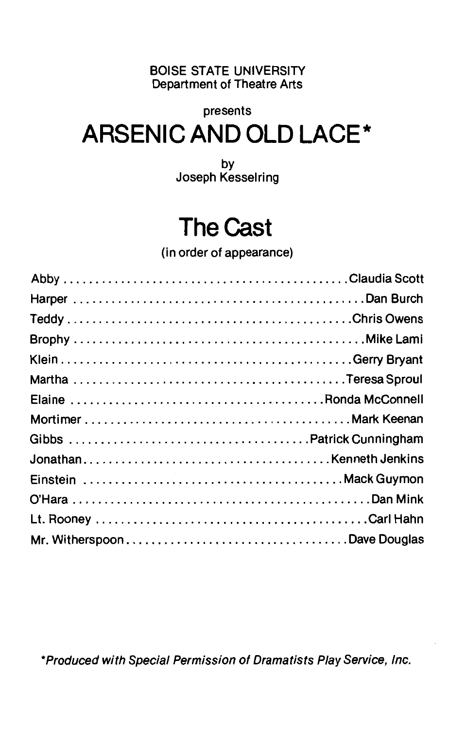BOISE STATE UNIVERSITY
Department of Theatre Arts

presents

# ARSENIC AND OLD LACE*

by
Joseph Kesselring

## The Cast

(in order of appearance)

| | |
|---|---|
| Abby | Claudia Scott |
| Harper | Dan Burch |
| Teddy | Chris Owens |
| Brophy | Mike Lami |
| Klein | Gerry Bryant |
| Martha | Teresa Sproul |
| Elaine | Ronda McConnell |
| Mortimer | Mark Keenan |
| Gibbs | Patrick Cunningham |
| Jonathan | Kenneth Jenkins |
| Einstein | Mack Guymon |
| O'Hara | Dan Mink |
| Lt. Rooney | Carl Hahn |
| Mr. Witherspoon | Dave Douglas |

*\*Produced with Special Permission of Dramatists Play Service, Inc.*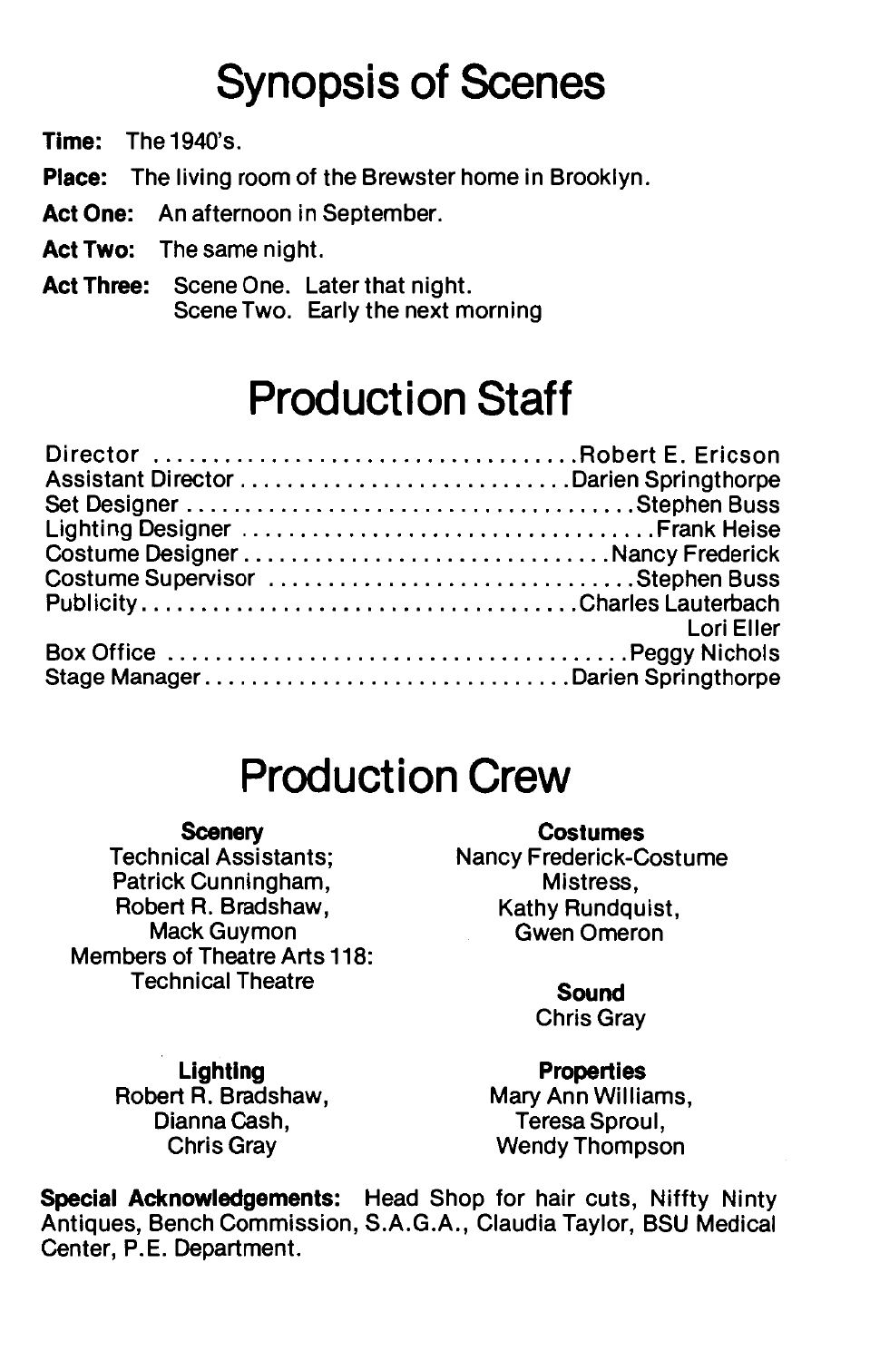# Synopsis of Scenes

**Time:** The 1940's.

**Place:** The living room of the Brewster home in Brooklyn.

**Act One:** An afternoon in September.

**Act Two:** The same night.

**Act Three:** Scene One. Later that night.
Scene Two. Early the next morning

# Production Staff

| | |
|---|---|
| Director | Robert E. Ericson |
| Assistant Director | Darien Springthorpe |
| Set Designer | Stephen Buss |
| Lighting Designer | Frank Heise |
| Costume Designer | Nancy Frederick |
| Costume Supervisor | Stephen Buss |
| Publicity | Charles Lauterbach |
| | Lori Eller |
| Box Office | Peggy Nichols |
| Stage Manager | Darien Springthorpe |

# Production Crew

**Scenery**
Technical Assistants;
Patrick Cunningham,
Robert R. Bradshaw,
Mack Guymon
Members of Theatre Arts 118:
Technical Theatre

**Lighting**
Robert R. Bradshaw,
Dianna Cash,
Chris Gray

**Costumes**
Nancy Frederick-Costume Mistress,
Kathy Rundquist,
Gwen Omeron

**Sound**
Chris Gray

**Properties**
Mary Ann Williams,
Teresa Sproul,
Wendy Thompson

**Special Acknowledgements:** Head Shop for hair cuts, Niffty Ninty Antiques, Bench Commission, S.A.G.A., Claudia Taylor, BSU Medical Center, P.E. Department.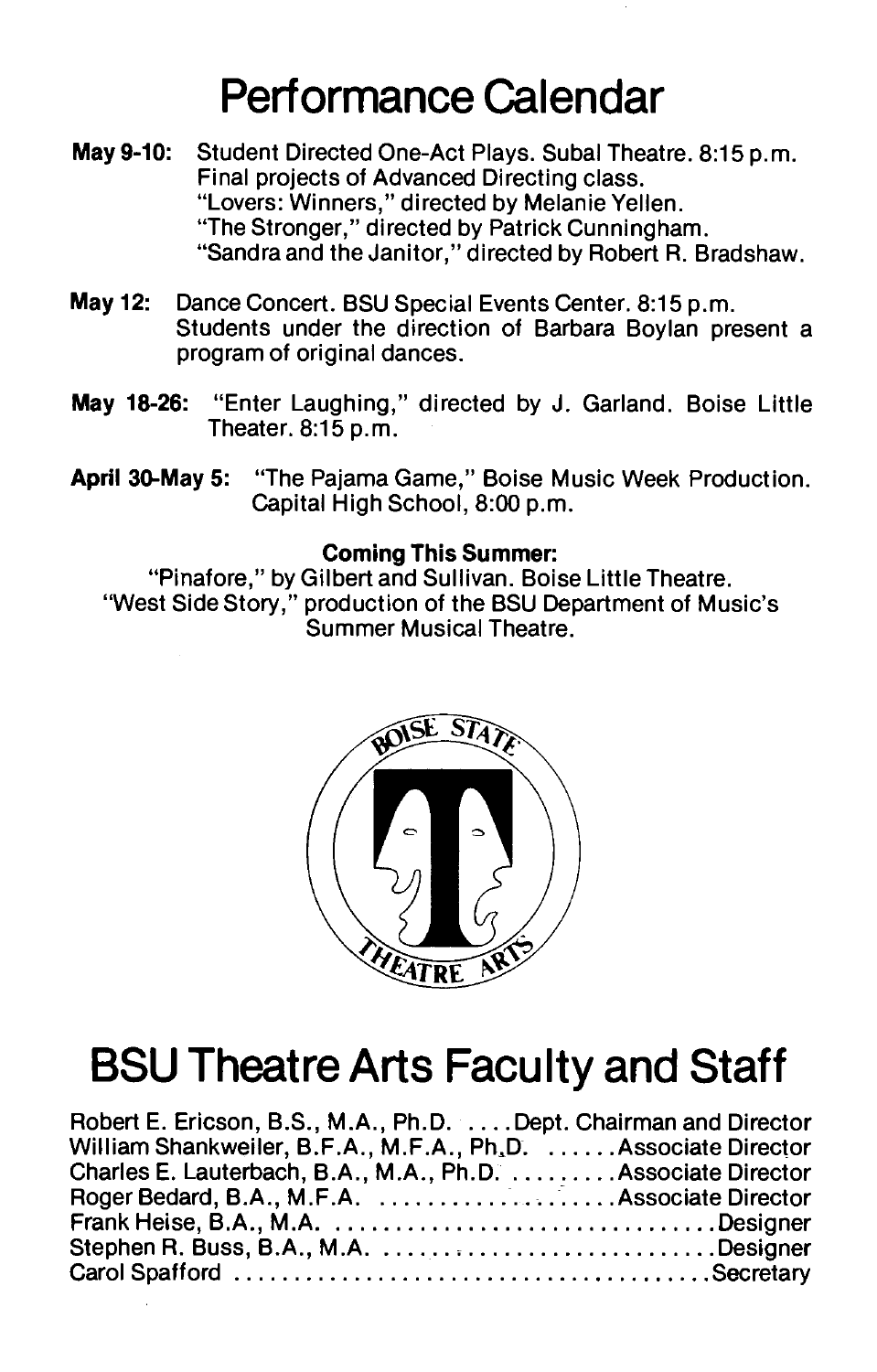# Performance Calendar

**May 9-10:** Student Directed One-Act Plays. Subal Theatre. 8:15 p.m. Final projects of Advanced Directing class.
"Lovers: Winners," directed by Melanie Yellen.
"The Stronger," directed by Patrick Cunningham.
"Sandra and the Janitor," directed by Robert R. Bradshaw.

**May 12:** Dance Concert. BSU Special Events Center. 8:15 p.m. Students under the direction of Barbara Boylan present a program of original dances.

**May 18-26:** "Enter Laughing," directed by J. Garland. Boise Little Theater. 8:15 p.m.

**April 30-May 5:** "The Pajama Game," Boise Music Week Production. Capital High School, 8:00 p.m.

**Coming This Summer:**

"Pinafore," by Gilbert and Sullivan. Boise Little Theatre.
"West Side Story," production of the BSU Department of Music's Summer Musical Theatre.

BOISE STATE THEATRE ARTS

# BSU Theatre Arts Faculty and Staff

Robert E. Ericson, B.S., M.A., Ph.D. .... Dept. Chairman and Director
William Shankweiler, B.F.A., M.F.A., Ph.D. ...... Associate Director
Charles E. Lauterbach, B.A., M.A., Ph.D. ......... Associate Director
Roger Bedard, B.A., M.F.A. .................... Associate Director
Frank Heise, B.A., M.A. ................................ Designer
Stephen R. Buss, B.A., M.A. ........................... Designer
Carol Spafford ........................................ Secretary